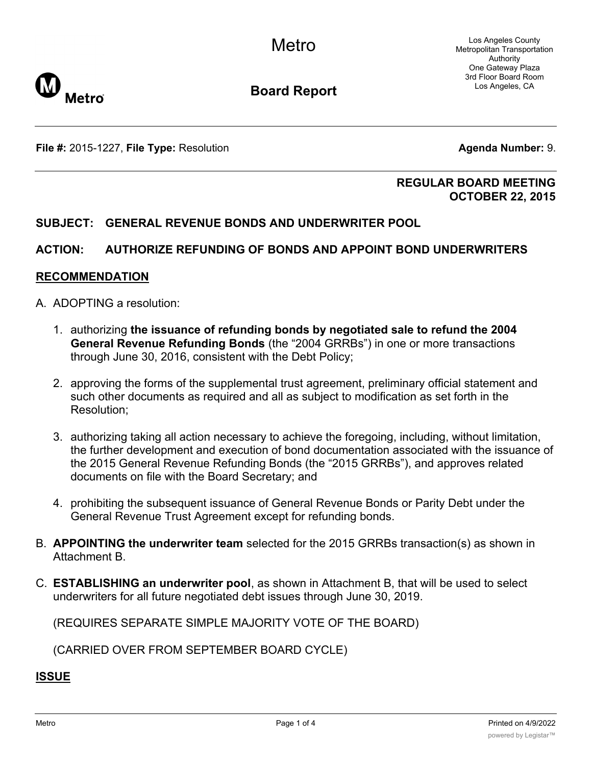Metro

Los Angeles County
Metropolitan Transportation
Authority
One Gateway Plaza
3rd Floor Board Room
Los Angeles, CA

**Board Report**

**File #:** 2015-1227, **File Type:** Resolution **Agenda Number:** 9.

**REGULAR BOARD MEETING**
**OCTOBER 22, 2015**

**SUBJECT: GENERAL REVENUE BONDS AND UNDERWRITER POOL**

**ACTION: AUTHORIZE REFUNDING OF BONDS AND APPOINT BOND UNDERWRITERS**

## RECOMMENDATION

A. ADOPTING a resolution:

1. authorizing **the issuance of refunding bonds by negotiated sale to refund the 2004 General Revenue Refunding Bonds** (the "2004 GRRBs") in one or more transactions through June 30, 2016, consistent with the Debt Policy;

2. approving the forms of the supplemental trust agreement, preliminary official statement and such other documents as required and all as subject to modification as set forth in the Resolution;

3. authorizing taking all action necessary to achieve the foregoing, including, without limitation, the further development and execution of bond documentation associated with the issuance of the 2015 General Revenue Refunding Bonds (the "2015 GRRBs"), and approves related documents on file with the Board Secretary; and

4. prohibiting the subsequent issuance of General Revenue Bonds or Parity Debt under the General Revenue Trust Agreement except for refunding bonds.

B. **APPOINTING the underwriter team** selected for the 2015 GRRBs transaction(s) as shown in Attachment B.

C. **ESTABLISHING an underwriter pool**, as shown in Attachment B, that will be used to select underwriters for all future negotiated debt issues through June 30, 2019.

(REQUIRES SEPARATE SIMPLE MAJORITY VOTE OF THE BOARD)

(CARRIED OVER FROM SEPTEMBER BOARD CYCLE)

## ISSUE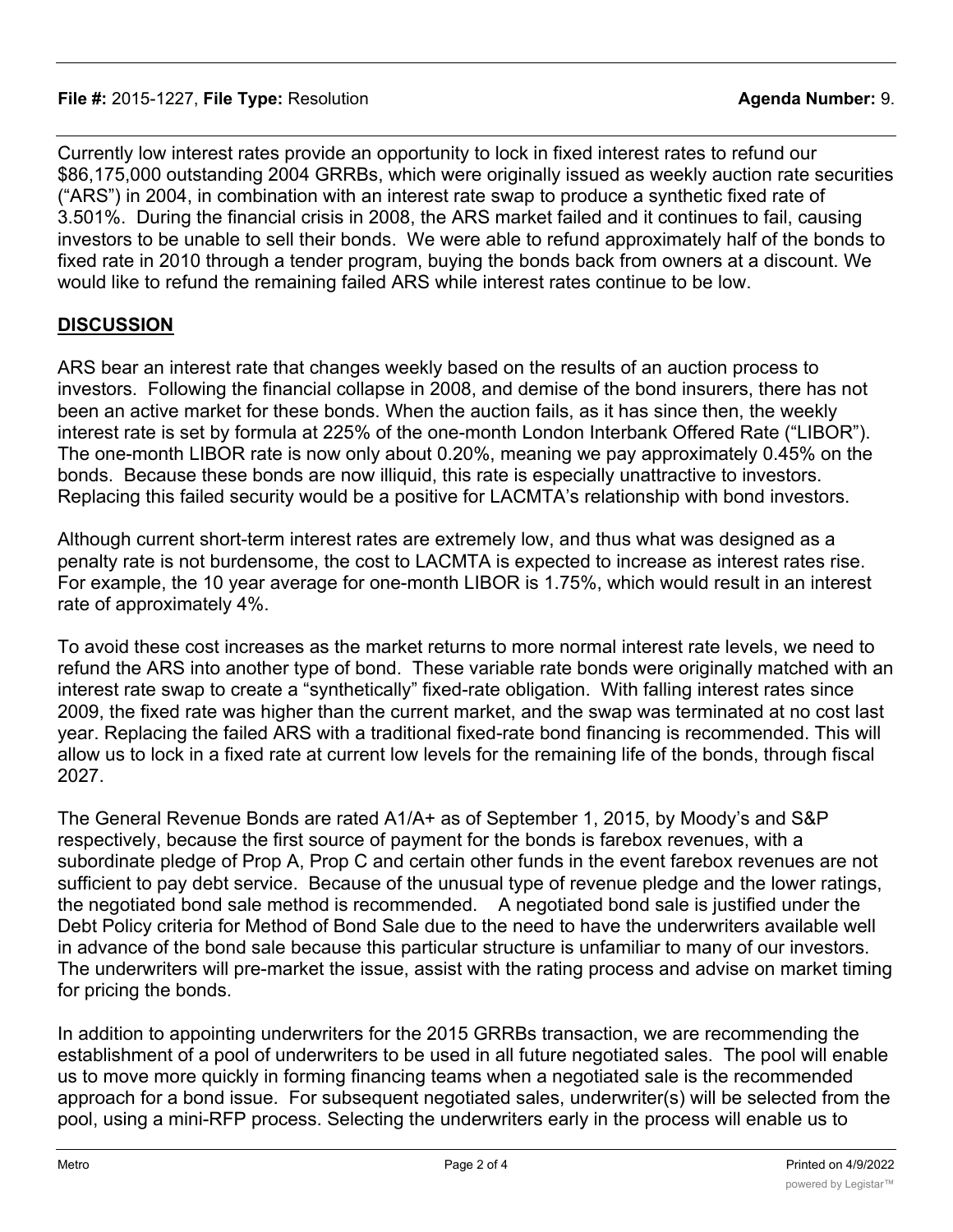Currently low interest rates provide an opportunity to lock in fixed interest rates to refund our $86,175,000 outstanding 2004 GRRBs, which were originally issued as weekly auction rate securities (“ARS”) in 2004, in combination with an interest rate swap to produce a synthetic fixed rate of 3.501%. During the financial crisis in 2008, the ARS market failed and it continues to fail, causing investors to be unable to sell their bonds. We were able to refund approximately half of the bonds to fixed rate in 2010 through a tender program, buying the bonds back from owners at a discount. We would like to refund the remaining failed ARS while interest rates continue to be low.

## DISCUSSION

ARS bear an interest rate that changes weekly based on the results of an auction process to investors. Following the financial collapse in 2008, and demise of the bond insurers, there has not been an active market for these bonds. When the auction fails, as it has since then, the weekly interest rate is set by formula at 225% of the one-month London Interbank Offered Rate (“LIBOR”). The one-month LIBOR rate is now only about 0.20%, meaning we pay approximately 0.45% on the bonds. Because these bonds are now illiquid, this rate is especially unattractive to investors. Replacing this failed security would be a positive for LACMTA’s relationship with bond investors.

Although current short-term interest rates are extremely low, and thus what was designed as a penalty rate is not burdensome, the cost to LACMTA is expected to increase as interest rates rise. For example, the 10 year average for one-month LIBOR is 1.75%, which would result in an interest rate of approximately 4%.

To avoid these cost increases as the market returns to more normal interest rate levels, we need to refund the ARS into another type of bond. These variable rate bonds were originally matched with an interest rate swap to create a “synthetically” fixed-rate obligation. With falling interest rates since 2009, the fixed rate was higher than the current market, and the swap was terminated at no cost last year. Replacing the failed ARS with a traditional fixed-rate bond financing is recommended. This will allow us to lock in a fixed rate at current low levels for the remaining life of the bonds, through fiscal 2027.

The General Revenue Bonds are rated A1/A+ as of September 1, 2015, by Moody’s and S&P respectively, because the first source of payment for the bonds is farebox revenues, with a subordinate pledge of Prop A, Prop C and certain other funds in the event farebox revenues are not sufficient to pay debt service. Because of the unusual type of revenue pledge and the lower ratings, the negotiated bond sale method is recommended. A negotiated bond sale is justified under the Debt Policy criteria for Method of Bond Sale due to the need to have the underwriters available well in advance of the bond sale because this particular structure is unfamiliar to many of our investors. The underwriters will pre-market the issue, assist with the rating process and advise on market timing for pricing the bonds.

In addition to appointing underwriters for the 2015 GRRBs transaction, we are recommending the establishment of a pool of underwriters to be used in all future negotiated sales. The pool will enable us to move more quickly in forming financing teams when a negotiated sale is the recommended approach for a bond issue. For subsequent negotiated sales, underwriter(s) will be selected from the pool, using a mini-RFP process. Selecting the underwriters early in the process will enable us to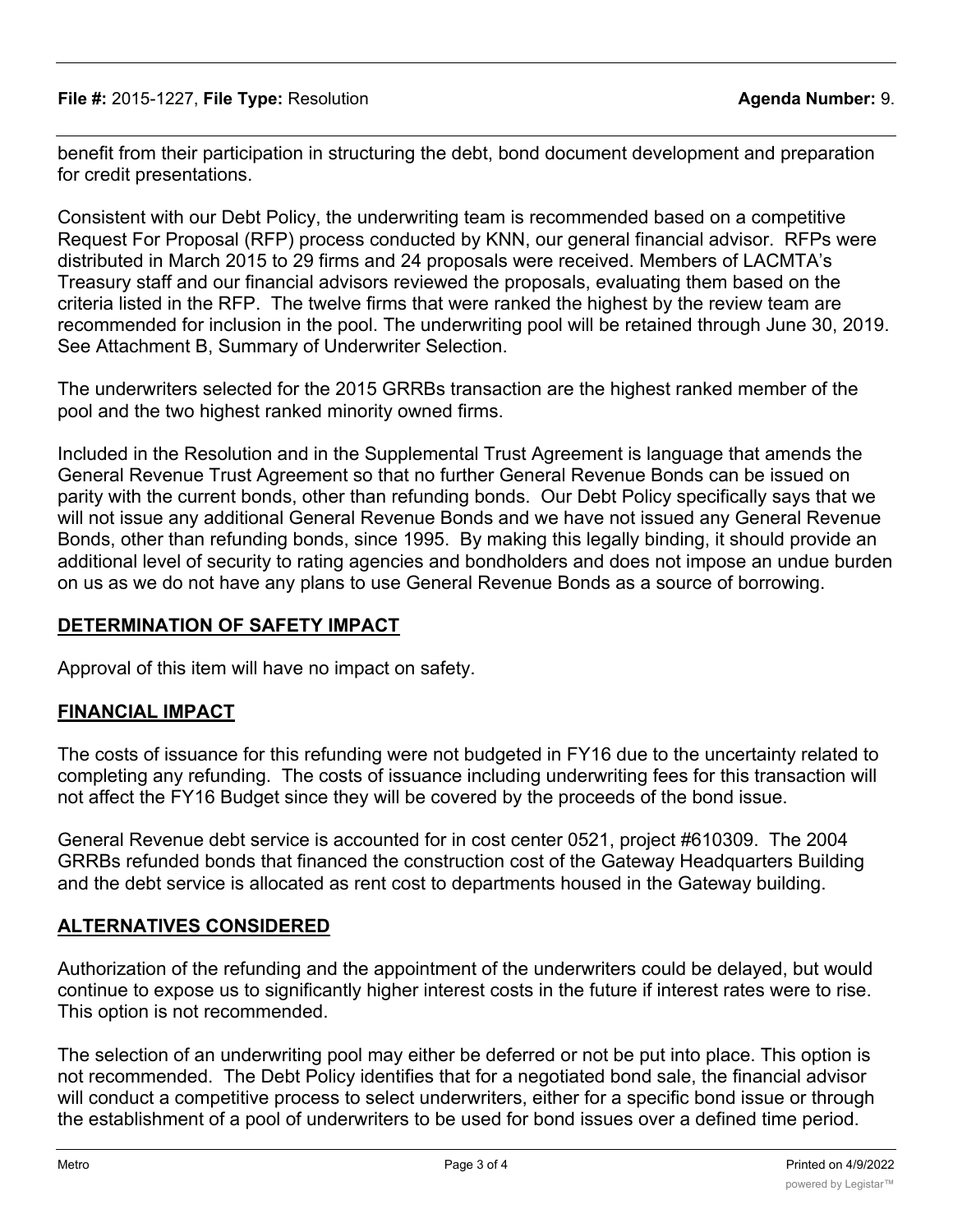benefit from their participation in structuring the debt, bond document development and preparation for credit presentations.

Consistent with our Debt Policy, the underwriting team is recommended based on a competitive Request For Proposal (RFP) process conducted by KNN, our general financial advisor. RFPs were distributed in March 2015 to 29 firms and 24 proposals were received. Members of LACMTA's Treasury staff and our financial advisors reviewed the proposals, evaluating them based on the criteria listed in the RFP. The twelve firms that were ranked the highest by the review team are recommended for inclusion in the pool. The underwriting pool will be retained through June 30, 2019. See Attachment B, Summary of Underwriter Selection.

The underwriters selected for the 2015 GRRBs transaction are the highest ranked member of the pool and the two highest ranked minority owned firms.

Included in the Resolution and in the Supplemental Trust Agreement is language that amends the General Revenue Trust Agreement so that no further General Revenue Bonds can be issued on parity with the current bonds, other than refunding bonds. Our Debt Policy specifically says that we will not issue any additional General Revenue Bonds and we have not issued any General Revenue Bonds, other than refunding bonds, since 1995. By making this legally binding, it should provide an additional level of security to rating agencies and bondholders and does not impose an undue burden on us as we do not have any plans to use General Revenue Bonds as a source of borrowing.

## DETERMINATION OF SAFETY IMPACT

Approval of this item will have no impact on safety.

## FINANCIAL IMPACT

The costs of issuance for this refunding were not budgeted in FY16 due to the uncertainty related to completing any refunding. The costs of issuance including underwriting fees for this transaction will not affect the FY16 Budget since they will be covered by the proceeds of the bond issue.

General Revenue debt service is accounted for in cost center 0521, project #610309. The 2004 GRRBs refunded bonds that financed the construction cost of the Gateway Headquarters Building and the debt service is allocated as rent cost to departments housed in the Gateway building.

## ALTERNATIVES CONSIDERED

Authorization of the refunding and the appointment of the underwriters could be delayed, but would continue to expose us to significantly higher interest costs in the future if interest rates were to rise. This option is not recommended.

The selection of an underwriting pool may either be deferred or not be put into place. This option is not recommended. The Debt Policy identifies that for a negotiated bond sale, the financial advisor will conduct a competitive process to select underwriters, either for a specific bond issue or through the establishment of a pool of underwriters to be used for bond issues over a defined time period.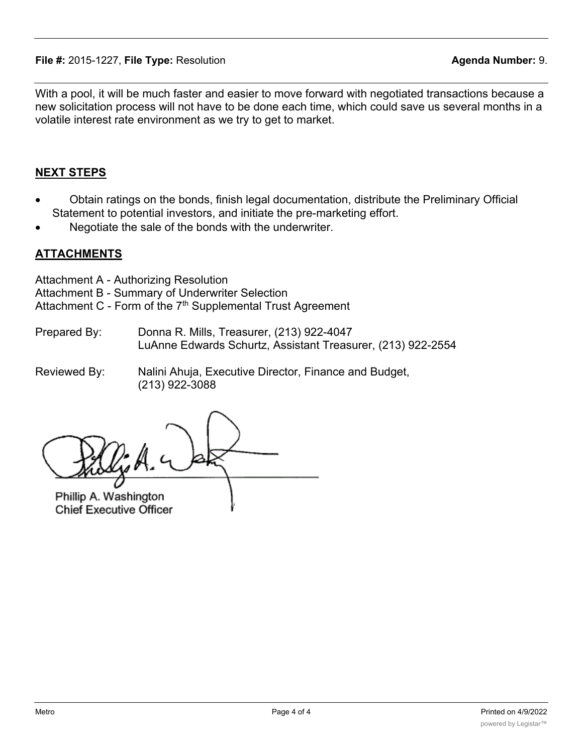With a pool, it will be much faster and easier to move forward with negotiated transactions because a new solicitation process will not have to be done each time, which could save us several months in a volatile interest rate environment as we try to get to market.

## NEXT STEPS

- Obtain ratings on the bonds, finish legal documentation, distribute the Preliminary Official Statement to potential investors, and initiate the pre-marketing effort.
- Negotiate the sale of the bonds with the underwriter.

## ATTACHMENTS

Attachment A - Authorizing Resolution
Attachment B - Summary of Underwriter Selection
Attachment C - Form of the 7th Supplemental Trust Agreement

Prepared By: Donna R. Mills, Treasurer, (213) 922-4047
LuAnne Edwards Schurtz, Assistant Treasurer, (213) 922-2554

Reviewed By: Nalini Ahuja, Executive Director, Finance and Budget, (213) 922-3088

Phillip A. Washington
Chief Executive Officer